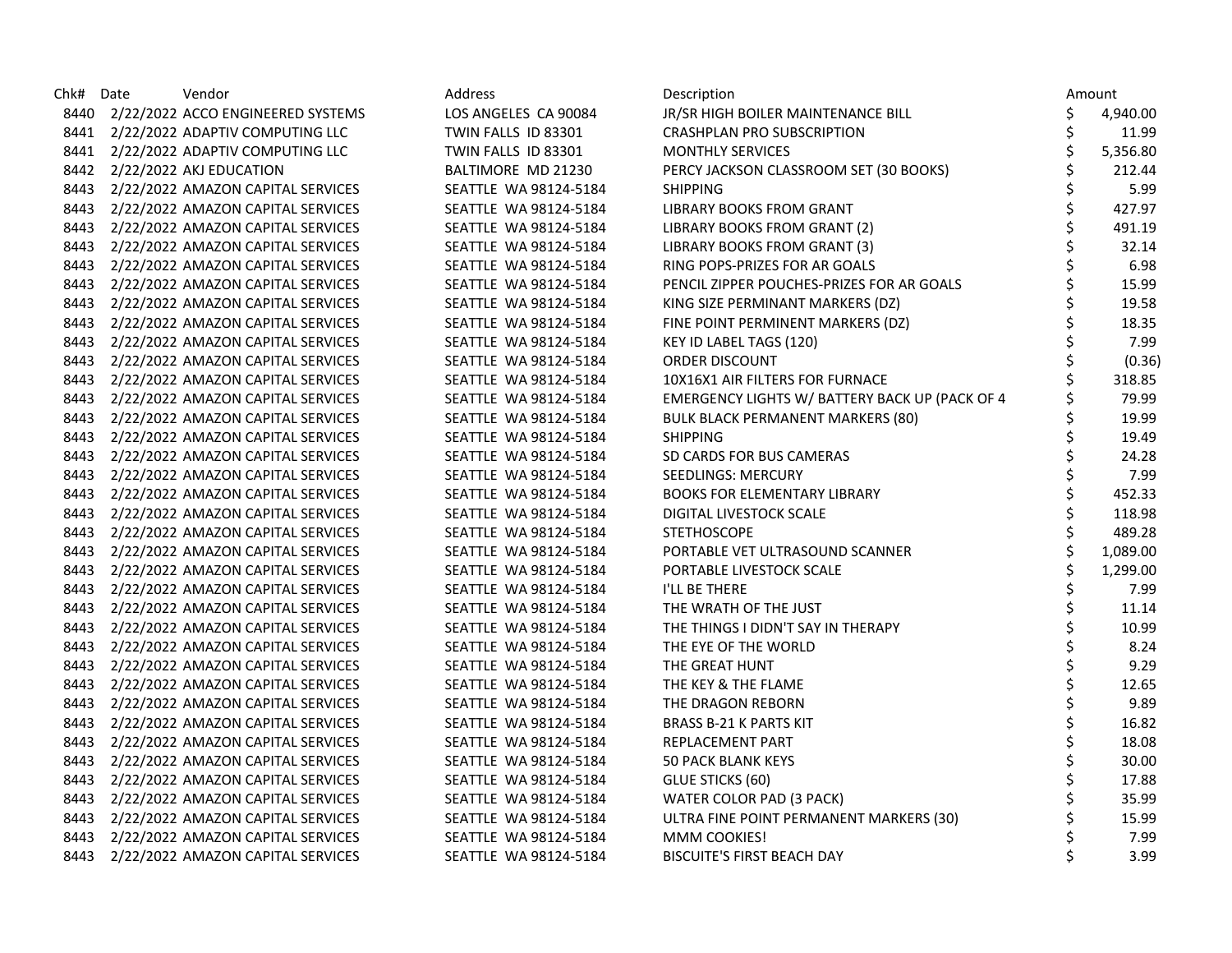| Chk# | Date | Vendor | Address | Description | Amount |
|---|---|---|---|---|---|
| 8440 | 2/22/2022 | ACCO ENGINEERED SYSTEMS | LOS ANGELES CA 90084 | JR/SR HIGH BOILER MAINTENANCE BILL | $ 4,940.00 |
| 8441 | 2/22/2022 | ADAPTIV COMPUTING LLC | TWIN FALLS ID 83301 | CRASHPLAN PRO SUBSCRIPTION | $ 11.99 |
| 8441 | 2/22/2022 | ADAPTIV COMPUTING LLC | TWIN FALLS ID 83301 | MONTHLY SERVICES | $ 5,356.80 |
| 8442 | 2/22/2022 | AKJ EDUCATION | BALTIMORE MD 21230 | PERCY JACKSON CLASSROOM SET (30 BOOKS) | $ 212.44 |
| 8443 | 2/22/2022 | AMAZON CAPITAL SERVICES | SEATTLE WA 98124-5184 | SHIPPING | $ 5.99 |
| 8443 | 2/22/2022 | AMAZON CAPITAL SERVICES | SEATTLE WA 98124-5184 | LIBRARY BOOKS FROM GRANT | $ 427.97 |
| 8443 | 2/22/2022 | AMAZON CAPITAL SERVICES | SEATTLE WA 98124-5184 | LIBRARY BOOKS FROM GRANT (2) | $ 491.19 |
| 8443 | 2/22/2022 | AMAZON CAPITAL SERVICES | SEATTLE WA 98124-5184 | LIBRARY BOOKS FROM GRANT (3) | $ 32.14 |
| 8443 | 2/22/2022 | AMAZON CAPITAL SERVICES | SEATTLE WA 98124-5184 | RING POPS-PRIZES FOR AR GOALS | $ 6.98 |
| 8443 | 2/22/2022 | AMAZON CAPITAL SERVICES | SEATTLE WA 98124-5184 | PENCIL ZIPPER POUCHES-PRIZES FOR AR GOALS | $ 15.99 |
| 8443 | 2/22/2022 | AMAZON CAPITAL SERVICES | SEATTLE WA 98124-5184 | KING SIZE PERMINANT MARKERS (DZ) | $ 19.58 |
| 8443 | 2/22/2022 | AMAZON CAPITAL SERVICES | SEATTLE WA 98124-5184 | FINE POINT PERMINENT MARKERS (DZ) | $ 18.35 |
| 8443 | 2/22/2022 | AMAZON CAPITAL SERVICES | SEATTLE WA 98124-5184 | KEY ID LABEL TAGS (120) | $ 7.99 |
| 8443 | 2/22/2022 | AMAZON CAPITAL SERVICES | SEATTLE WA 98124-5184 | ORDER DISCOUNT | $ (0.36) |
| 8443 | 2/22/2022 | AMAZON CAPITAL SERVICES | SEATTLE WA 98124-5184 | 10X16X1 AIR FILTERS FOR FURNACE | $ 318.85 |
| 8443 | 2/22/2022 | AMAZON CAPITAL SERVICES | SEATTLE WA 98124-5184 | EMERGENCY LIGHTS W/ BATTERY BACK UP (PACK OF 4 | $ 79.99 |
| 8443 | 2/22/2022 | AMAZON CAPITAL SERVICES | SEATTLE WA 98124-5184 | BULK BLACK PERMANENT MARKERS (80) | $ 19.99 |
| 8443 | 2/22/2022 | AMAZON CAPITAL SERVICES | SEATTLE WA 98124-5184 | SHIPPING | $ 19.49 |
| 8443 | 2/22/2022 | AMAZON CAPITAL SERVICES | SEATTLE WA 98124-5184 | SD CARDS FOR BUS CAMERAS | $ 24.28 |
| 8443 | 2/22/2022 | AMAZON CAPITAL SERVICES | SEATTLE WA 98124-5184 | SEEDLINGS: MERCURY | $ 7.99 |
| 8443 | 2/22/2022 | AMAZON CAPITAL SERVICES | SEATTLE WA 98124-5184 | BOOKS FOR ELEMENTARY LIBRARY | $ 452.33 |
| 8443 | 2/22/2022 | AMAZON CAPITAL SERVICES | SEATTLE WA 98124-5184 | DIGITAL LIVESTOCK SCALE | $ 118.98 |
| 8443 | 2/22/2022 | AMAZON CAPITAL SERVICES | SEATTLE WA 98124-5184 | STETHOSCOPE | $ 489.28 |
| 8443 | 2/22/2022 | AMAZON CAPITAL SERVICES | SEATTLE WA 98124-5184 | PORTABLE VET ULTRASOUND SCANNER | $ 1,089.00 |
| 8443 | 2/22/2022 | AMAZON CAPITAL SERVICES | SEATTLE WA 98124-5184 | PORTABLE LIVESTOCK SCALE | $ 1,299.00 |
| 8443 | 2/22/2022 | AMAZON CAPITAL SERVICES | SEATTLE WA 98124-5184 | I'LL BE THERE | $ 7.99 |
| 8443 | 2/22/2022 | AMAZON CAPITAL SERVICES | SEATTLE WA 98124-5184 | THE WRATH OF THE JUST | $ 11.14 |
| 8443 | 2/22/2022 | AMAZON CAPITAL SERVICES | SEATTLE WA 98124-5184 | THE THINGS I DIDN'T SAY IN THERAPY | $ 10.99 |
| 8443 | 2/22/2022 | AMAZON CAPITAL SERVICES | SEATTLE WA 98124-5184 | THE EYE OF THE WORLD | $ 8.24 |
| 8443 | 2/22/2022 | AMAZON CAPITAL SERVICES | SEATTLE WA 98124-5184 | THE GREAT HUNT | $ 9.29 |
| 8443 | 2/22/2022 | AMAZON CAPITAL SERVICES | SEATTLE WA 98124-5184 | THE KEY & THE FLAME | $ 12.65 |
| 8443 | 2/22/2022 | AMAZON CAPITAL SERVICES | SEATTLE WA 98124-5184 | THE DRAGON REBORN | $ 9.89 |
| 8443 | 2/22/2022 | AMAZON CAPITAL SERVICES | SEATTLE WA 98124-5184 | BRASS B-21 K PARTS KIT | $ 16.82 |
| 8443 | 2/22/2022 | AMAZON CAPITAL SERVICES | SEATTLE WA 98124-5184 | REPLACEMENT PART | $ 18.08 |
| 8443 | 2/22/2022 | AMAZON CAPITAL SERVICES | SEATTLE WA 98124-5184 | 50 PACK BLANK KEYS | $ 30.00 |
| 8443 | 2/22/2022 | AMAZON CAPITAL SERVICES | SEATTLE WA 98124-5184 | GLUE STICKS (60) | $ 17.88 |
| 8443 | 2/22/2022 | AMAZON CAPITAL SERVICES | SEATTLE WA 98124-5184 | WATER COLOR PAD (3 PACK) | $ 35.99 |
| 8443 | 2/22/2022 | AMAZON CAPITAL SERVICES | SEATTLE WA 98124-5184 | ULTRA FINE POINT PERMANENT MARKERS (30) | $ 15.99 |
| 8443 | 2/22/2022 | AMAZON CAPITAL SERVICES | SEATTLE WA 98124-5184 | MMM COOKIES! | $ 7.99 |
| 8443 | 2/22/2022 | AMAZON CAPITAL SERVICES | SEATTLE WA 98124-5184 | BISCUITE'S FIRST BEACH DAY | $ 3.99 |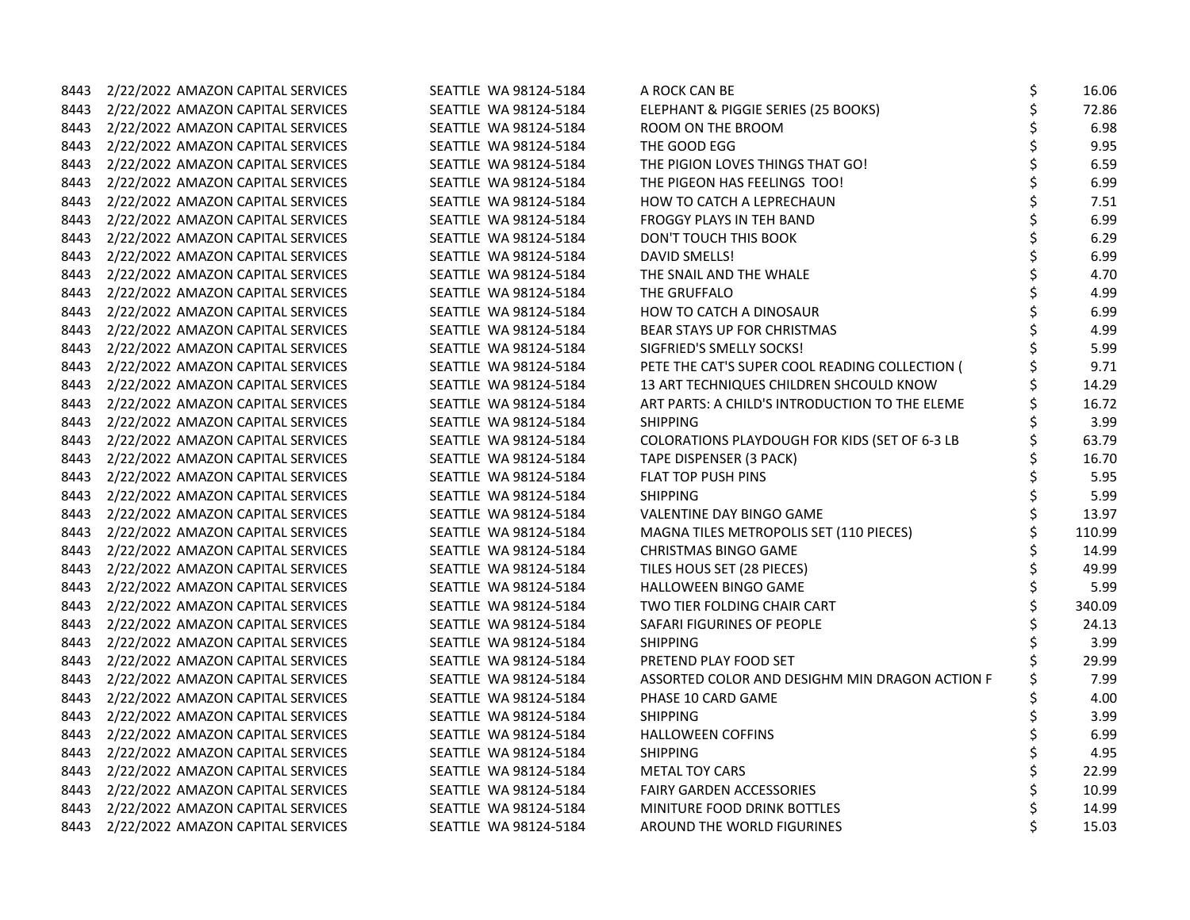| | | | | | |
|---|---|---|---|---|---|
| 8443 | 2/22/2022 | AMAZON CAPITAL SERVICES | SEATTLE WA 98124-5184 | A ROCK CAN BE | $ 16.06 |
| 8443 | 2/22/2022 | AMAZON CAPITAL SERVICES | SEATTLE WA 98124-5184 | ELEPHANT & PIGGIE SERIES (25 BOOKS) | $ 72.86 |
| 8443 | 2/22/2022 | AMAZON CAPITAL SERVICES | SEATTLE WA 98124-5184 | ROOM ON THE BROOM | $ 6.98 |
| 8443 | 2/22/2022 | AMAZON CAPITAL SERVICES | SEATTLE WA 98124-5184 | THE GOOD EGG | $ 9.95 |
| 8443 | 2/22/2022 | AMAZON CAPITAL SERVICES | SEATTLE WA 98124-5184 | THE PIGION LOVES THINGS THAT GO! | $ 6.59 |
| 8443 | 2/22/2022 | AMAZON CAPITAL SERVICES | SEATTLE WA 98124-5184 | THE PIGEON HAS FEELINGS TOO! | $ 6.99 |
| 8443 | 2/22/2022 | AMAZON CAPITAL SERVICES | SEATTLE WA 98124-5184 | HOW TO CATCH A LEPRECHAUN | $ 7.51 |
| 8443 | 2/22/2022 | AMAZON CAPITAL SERVICES | SEATTLE WA 98124-5184 | FROGGY PLAYS IN TEH BAND | $ 6.99 |
| 8443 | 2/22/2022 | AMAZON CAPITAL SERVICES | SEATTLE WA 98124-5184 | DON'T TOUCH THIS BOOK | $ 6.29 |
| 8443 | 2/22/2022 | AMAZON CAPITAL SERVICES | SEATTLE WA 98124-5184 | DAVID SMELLS! | $ 6.99 |
| 8443 | 2/22/2022 | AMAZON CAPITAL SERVICES | SEATTLE WA 98124-5184 | THE SNAIL AND THE WHALE | $ 4.70 |
| 8443 | 2/22/2022 | AMAZON CAPITAL SERVICES | SEATTLE WA 98124-5184 | THE GRUFFALO | $ 4.99 |
| 8443 | 2/22/2022 | AMAZON CAPITAL SERVICES | SEATTLE WA 98124-5184 | HOW TO CATCH A DINOSAUR | $ 6.99 |
| 8443 | 2/22/2022 | AMAZON CAPITAL SERVICES | SEATTLE WA 98124-5184 | BEAR STAYS UP FOR CHRISTMAS | $ 4.99 |
| 8443 | 2/22/2022 | AMAZON CAPITAL SERVICES | SEATTLE WA 98124-5184 | SIGFRIED'S SMELLY SOCKS! | $ 5.99 |
| 8443 | 2/22/2022 | AMAZON CAPITAL SERVICES | SEATTLE WA 98124-5184 | PETE THE CAT'S SUPER COOL READING COLLECTION ( | $ 9.71 |
| 8443 | 2/22/2022 | AMAZON CAPITAL SERVICES | SEATTLE WA 98124-5184 | 13 ART TECHNIQUES CHILDREN SHCOULD KNOW | $ 14.29 |
| 8443 | 2/22/2022 | AMAZON CAPITAL SERVICES | SEATTLE WA 98124-5184 | ART PARTS: A CHILD'S INTRODUCTION TO THE ELEME | $ 16.72 |
| 8443 | 2/22/2022 | AMAZON CAPITAL SERVICES | SEATTLE WA 98124-5184 | SHIPPING | $ 3.99 |
| 8443 | 2/22/2022 | AMAZON CAPITAL SERVICES | SEATTLE WA 98124-5184 | COLORATIONS PLAYDOUGH FOR KIDS (SET OF 6-3 LB | $ 63.79 |
| 8443 | 2/22/2022 | AMAZON CAPITAL SERVICES | SEATTLE WA 98124-5184 | TAPE DISPENSER (3 PACK) | $ 16.70 |
| 8443 | 2/22/2022 | AMAZON CAPITAL SERVICES | SEATTLE WA 98124-5184 | FLAT TOP PUSH PINS | $ 5.95 |
| 8443 | 2/22/2022 | AMAZON CAPITAL SERVICES | SEATTLE WA 98124-5184 | SHIPPING | $ 5.99 |
| 8443 | 2/22/2022 | AMAZON CAPITAL SERVICES | SEATTLE WA 98124-5184 | VALENTINE DAY BINGO GAME | $ 13.97 |
| 8443 | 2/22/2022 | AMAZON CAPITAL SERVICES | SEATTLE WA 98124-5184 | MAGNA TILES METROPOLIS SET (110 PIECES) | $ 110.99 |
| 8443 | 2/22/2022 | AMAZON CAPITAL SERVICES | SEATTLE WA 98124-5184 | CHRISTMAS BINGO GAME | $ 14.99 |
| 8443 | 2/22/2022 | AMAZON CAPITAL SERVICES | SEATTLE WA 98124-5184 | TILES HOUS SET (28 PIECES) | $ 49.99 |
| 8443 | 2/22/2022 | AMAZON CAPITAL SERVICES | SEATTLE WA 98124-5184 | HALLOWEEN BINGO GAME | $ 5.99 |
| 8443 | 2/22/2022 | AMAZON CAPITAL SERVICES | SEATTLE WA 98124-5184 | TWO TIER FOLDING CHAIR CART | $ 340.09 |
| 8443 | 2/22/2022 | AMAZON CAPITAL SERVICES | SEATTLE WA 98124-5184 | SAFARI FIGURINES OF PEOPLE | $ 24.13 |
| 8443 | 2/22/2022 | AMAZON CAPITAL SERVICES | SEATTLE WA 98124-5184 | SHIPPING | $ 3.99 |
| 8443 | 2/22/2022 | AMAZON CAPITAL SERVICES | SEATTLE WA 98124-5184 | PRETEND PLAY FOOD SET | $ 29.99 |
| 8443 | 2/22/2022 | AMAZON CAPITAL SERVICES | SEATTLE WA 98124-5184 | ASSORTED COLOR AND DESIGHM MIN DRAGON ACTION F | $ 7.99 |
| 8443 | 2/22/2022 | AMAZON CAPITAL SERVICES | SEATTLE WA 98124-5184 | PHASE 10 CARD GAME | $ 4.00 |
| 8443 | 2/22/2022 | AMAZON CAPITAL SERVICES | SEATTLE WA 98124-5184 | SHIPPING | $ 3.99 |
| 8443 | 2/22/2022 | AMAZON CAPITAL SERVICES | SEATTLE WA 98124-5184 | HALLOWEEN COFFINS | $ 6.99 |
| 8443 | 2/22/2022 | AMAZON CAPITAL SERVICES | SEATTLE WA 98124-5184 | SHIPPING | $ 4.95 |
| 8443 | 2/22/2022 | AMAZON CAPITAL SERVICES | SEATTLE WA 98124-5184 | METAL TOY CARS | $ 22.99 |
| 8443 | 2/22/2022 | AMAZON CAPITAL SERVICES | SEATTLE WA 98124-5184 | FAIRY GARDEN ACCESSORIES | $ 10.99 |
| 8443 | 2/22/2022 | AMAZON CAPITAL SERVICES | SEATTLE WA 98124-5184 | MINITURE FOOD DRINK BOTTLES | $ 14.99 |
| 8443 | 2/22/2022 | AMAZON CAPITAL SERVICES | SEATTLE WA 98124-5184 | AROUND THE WORLD FIGURINES | $ 15.03 |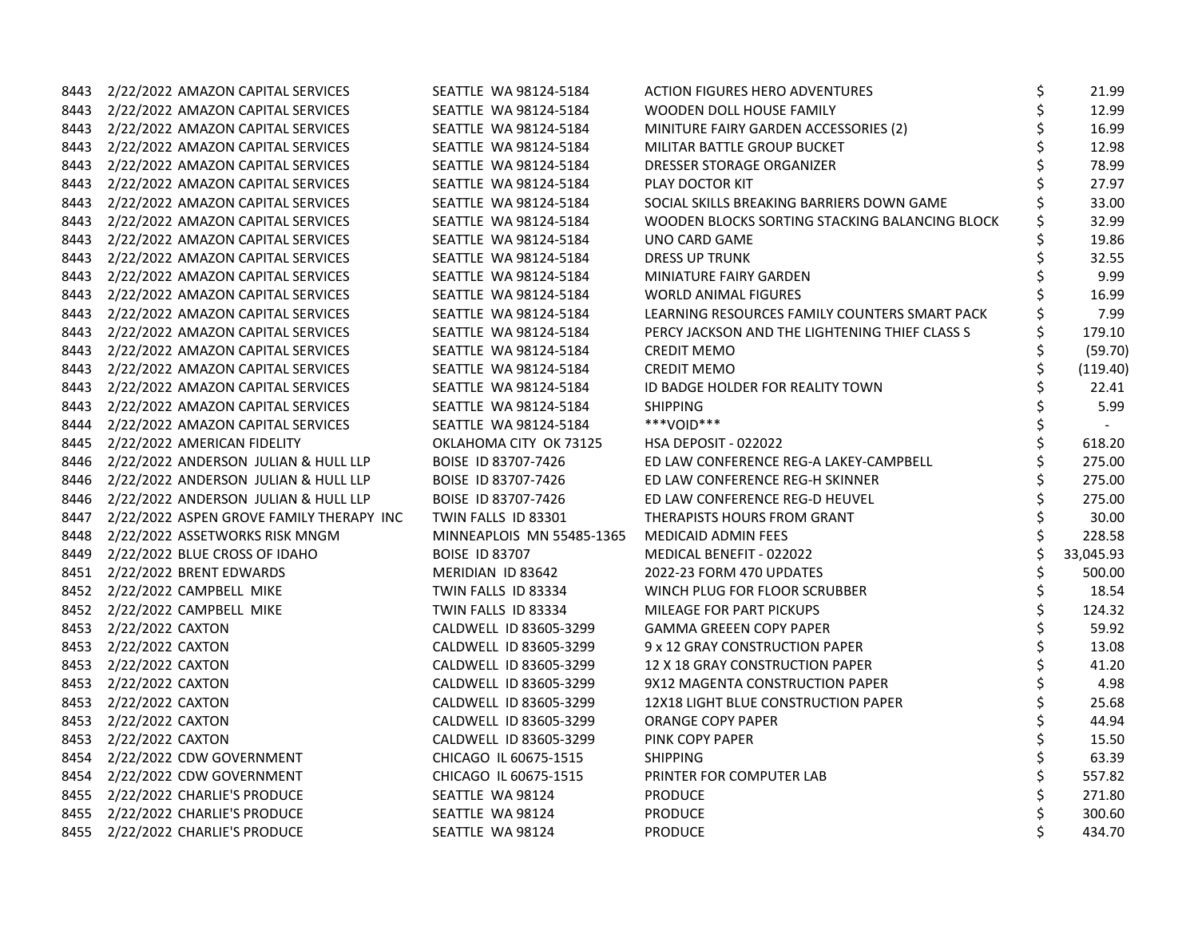| | | | | | | |
|---|---|---|---|---|---|---|
| 8443 | 2/22/2022 | AMAZON CAPITAL SERVICES | SEATTLE WA 98124-5184 | ACTION FIGURES HERO ADVENTURES | $ | 21.99 |
| 8443 | 2/22/2022 | AMAZON CAPITAL SERVICES | SEATTLE WA 98124-5184 | WOODEN DOLL HOUSE FAMILY | $ | 12.99 |
| 8443 | 2/22/2022 | AMAZON CAPITAL SERVICES | SEATTLE WA 98124-5184 | MINITURE FAIRY GARDEN ACCESSORIES (2) | $ | 16.99 |
| 8443 | 2/22/2022 | AMAZON CAPITAL SERVICES | SEATTLE WA 98124-5184 | MILITAR BATTLE GROUP BUCKET | $ | 12.98 |
| 8443 | 2/22/2022 | AMAZON CAPITAL SERVICES | SEATTLE WA 98124-5184 | DRESSER STORAGE ORGANIZER | $ | 78.99 |
| 8443 | 2/22/2022 | AMAZON CAPITAL SERVICES | SEATTLE WA 98124-5184 | PLAY DOCTOR KIT | $ | 27.97 |
| 8443 | 2/22/2022 | AMAZON CAPITAL SERVICES | SEATTLE WA 98124-5184 | SOCIAL SKILLS BREAKING BARRIERS DOWN GAME | $ | 33.00 |
| 8443 | 2/22/2022 | AMAZON CAPITAL SERVICES | SEATTLE WA 98124-5184 | WOODEN BLOCKS SORTING STACKING BALANCING BLOCK | $ | 32.99 |
| 8443 | 2/22/2022 | AMAZON CAPITAL SERVICES | SEATTLE WA 98124-5184 | UNO CARD GAME | $ | 19.86 |
| 8443 | 2/22/2022 | AMAZON CAPITAL SERVICES | SEATTLE WA 98124-5184 | DRESS UP TRUNK | $ | 32.55 |
| 8443 | 2/22/2022 | AMAZON CAPITAL SERVICES | SEATTLE WA 98124-5184 | MINIATURE FAIRY GARDEN | $ | 9.99 |
| 8443 | 2/22/2022 | AMAZON CAPITAL SERVICES | SEATTLE WA 98124-5184 | WORLD ANIMAL FIGURES | $ | 16.99 |
| 8443 | 2/22/2022 | AMAZON CAPITAL SERVICES | SEATTLE WA 98124-5184 | LEARNING RESOURCES FAMILY COUNTERS SMART PACK | $ | 7.99 |
| 8443 | 2/22/2022 | AMAZON CAPITAL SERVICES | SEATTLE WA 98124-5184 | PERCY JACKSON AND THE LIGHTENING THIEF CLASS S | $ | 179.10 |
| 8443 | 2/22/2022 | AMAZON CAPITAL SERVICES | SEATTLE WA 98124-5184 | CREDIT MEMO | $ | (59.70) |
| 8443 | 2/22/2022 | AMAZON CAPITAL SERVICES | SEATTLE WA 98124-5184 | CREDIT MEMO | $ | (119.40) |
| 8443 | 2/22/2022 | AMAZON CAPITAL SERVICES | SEATTLE WA 98124-5184 | ID BADGE HOLDER FOR REALITY TOWN | $ | 22.41 |
| 8443 | 2/22/2022 | AMAZON CAPITAL SERVICES | SEATTLE WA 98124-5184 | SHIPPING | $ | 5.99 |
| 8444 | 2/22/2022 | AMAZON CAPITAL SERVICES | SEATTLE WA 98124-5184 | ***VOID*** | $ | - |
| 8445 | 2/22/2022 | AMERICAN FIDELITY | OKLAHOMA CITY OK 73125 | HSA DEPOSIT - 022022 | $ | 618.20 |
| 8446 | 2/22/2022 | ANDERSON JULIAN & HULL LLP | BOISE ID 83707-7426 | ED LAW CONFERENCE REG-A LAKEY-CAMPBELL | $ | 275.00 |
| 8446 | 2/22/2022 | ANDERSON JULIAN & HULL LLP | BOISE ID 83707-7426 | ED LAW CONFERENCE REG-H SKINNER | $ | 275.00 |
| 8446 | 2/22/2022 | ANDERSON JULIAN & HULL LLP | BOISE ID 83707-7426 | ED LAW CONFERENCE REG-D HEUVEL | $ | 275.00 |
| 8447 | 2/22/2022 | ASPEN GROVE FAMILY THERAPY INC | TWIN FALLS ID 83301 | THERAPISTS HOURS FROM GRANT | $ | 30.00 |
| 8448 | 2/22/2022 | ASSETWORKS RISK MNGM | MINNEAPLOIS MN 55485-1365 | MEDICAID ADMIN FEES | $ | 228.58 |
| 8449 | 2/22/2022 | BLUE CROSS OF IDAHO | BOISE ID 83707 | MEDICAL BENEFIT - 022022 | $ | 33,045.93 |
| 8451 | 2/22/2022 | BRENT EDWARDS | MERIDIAN ID 83642 | 2022-23 FORM 470 UPDATES | $ | 500.00 |
| 8452 | 2/22/2022 | CAMPBELL MIKE | TWIN FALLS ID 83334 | WINCH PLUG FOR FLOOR SCRUBBER | $ | 18.54 |
| 8452 | 2/22/2022 | CAMPBELL MIKE | TWIN FALLS ID 83334 | MILEAGE FOR PART PICKUPS | $ | 124.32 |
| 8453 | 2/22/2022 | CAXTON | CALDWELL ID 83605-3299 | GAMMA GREEEN COPY PAPER | $ | 59.92 |
| 8453 | 2/22/2022 | CAXTON | CALDWELL ID 83605-3299 | 9 x 12 GRAY CONSTRUCTION PAPER | $ | 13.08 |
| 8453 | 2/22/2022 | CAXTON | CALDWELL ID 83605-3299 | 12 X 18 GRAY CONSTRUCTION PAPER | $ | 41.20 |
| 8453 | 2/22/2022 | CAXTON | CALDWELL ID 83605-3299 | 9X12 MAGENTA CONSTRUCTION PAPER | $ | 4.98 |
| 8453 | 2/22/2022 | CAXTON | CALDWELL ID 83605-3299 | 12X18 LIGHT BLUE CONSTRUCTION PAPER | $ | 25.68 |
| 8453 | 2/22/2022 | CAXTON | CALDWELL ID 83605-3299 | ORANGE COPY PAPER | $ | 44.94 |
| 8453 | 2/22/2022 | CAXTON | CALDWELL ID 83605-3299 | PINK COPY PAPER | $ | 15.50 |
| 8454 | 2/22/2022 | CDW GOVERNMENT | CHICAGO IL 60675-1515 | SHIPPING | $ | 63.39 |
| 8454 | 2/22/2022 | CDW GOVERNMENT | CHICAGO IL 60675-1515 | PRINTER FOR COMPUTER LAB | $ | 557.82 |
| 8455 | 2/22/2022 | CHARLIE'S PRODUCE | SEATTLE WA 98124 | PRODUCE | $ | 271.80 |
| 8455 | 2/22/2022 | CHARLIE'S PRODUCE | SEATTLE WA 98124 | PRODUCE | $ | 300.60 |
| 8455 | 2/22/2022 | CHARLIE'S PRODUCE | SEATTLE WA 98124 | PRODUCE | $ | 434.70 |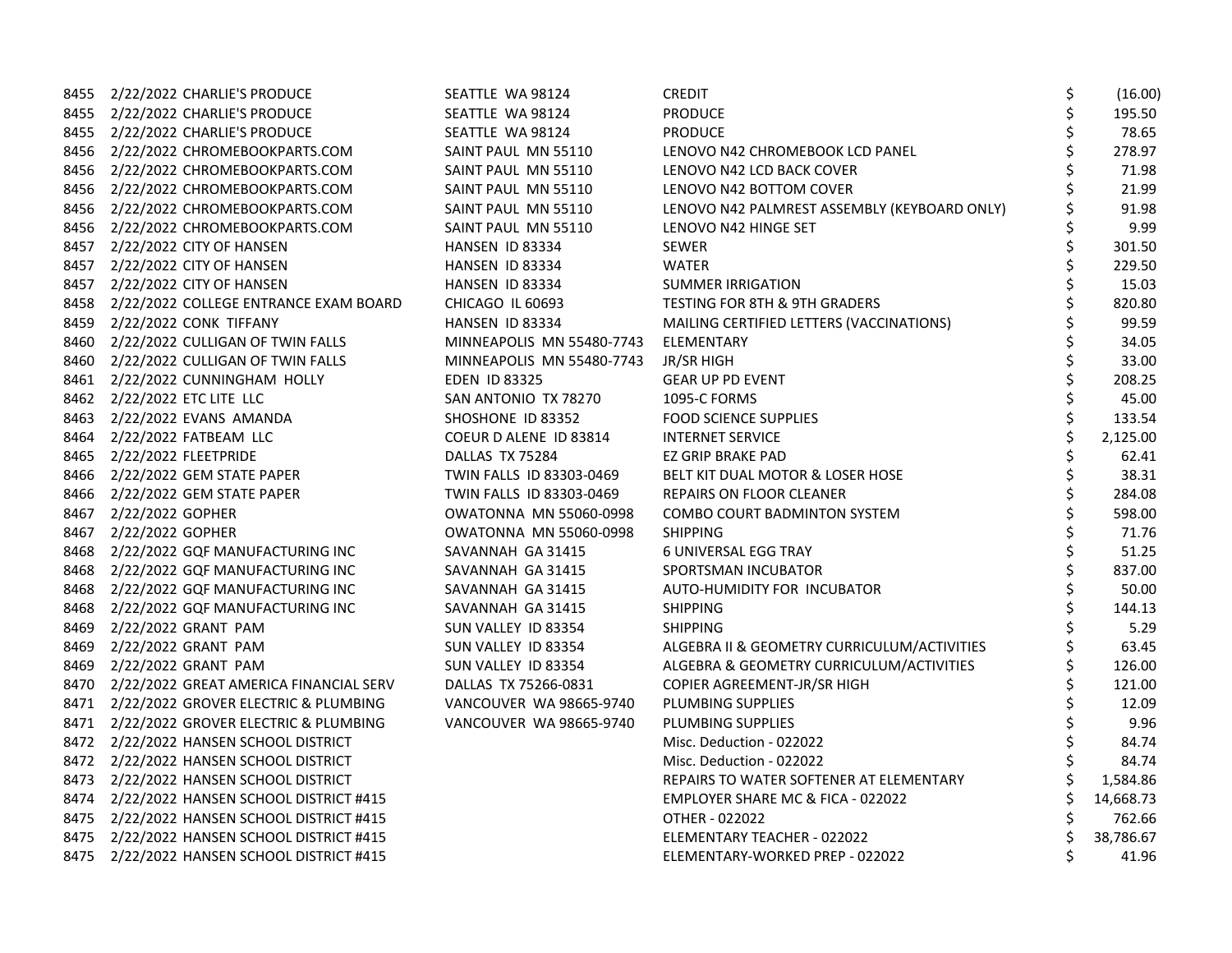| | | | | | |
|---|---|---|---|---|---|
| 8455 | 2/22/2022 | CHARLIE'S PRODUCE | SEATTLE WA 98124 | CREDIT | $ (16.00) |
| 8455 | 2/22/2022 | CHARLIE'S PRODUCE | SEATTLE WA 98124 | PRODUCE | $ 195.50 |
| 8455 | 2/22/2022 | CHARLIE'S PRODUCE | SEATTLE WA 98124 | PRODUCE | $ 78.65 |
| 8456 | 2/22/2022 | CHROMEBOOKPARTS.COM | SAINT PAUL MN 55110 | LENOVO N42 CHROMEBOOK LCD PANEL | $ 278.97 |
| 8456 | 2/22/2022 | CHROMEBOOKPARTS.COM | SAINT PAUL MN 55110 | LENOVO N42 LCD BACK COVER | $ 71.98 |
| 8456 | 2/22/2022 | CHROMEBOOKPARTS.COM | SAINT PAUL MN 55110 | LENOVO N42 BOTTOM COVER | $ 21.99 |
| 8456 | 2/22/2022 | CHROMEBOOKPARTS.COM | SAINT PAUL MN 55110 | LENOVO N42 PALMREST ASSEMBLY (KEYBOARD ONLY) | $ 91.98 |
| 8456 | 2/22/2022 | CHROMEBOOKPARTS.COM | SAINT PAUL MN 55110 | LENOVO N42 HINGE SET | $ 9.99 |
| 8457 | 2/22/2022 | CITY OF HANSEN | HANSEN ID 83334 | SEWER | $ 301.50 |
| 8457 | 2/22/2022 | CITY OF HANSEN | HANSEN ID 83334 | WATER | $ 229.50 |
| 8457 | 2/22/2022 | CITY OF HANSEN | HANSEN ID 83334 | SUMMER IRRIGATION | $ 15.03 |
| 8458 | 2/22/2022 | COLLEGE ENTRANCE EXAM BOARD | CHICAGO IL 60693 | TESTING FOR 8TH & 9TH GRADERS | $ 820.80 |
| 8459 | 2/22/2022 | CONK TIFFANY | HANSEN ID 83334 | MAILING CERTIFIED LETTERS (VACCINATIONS) | $ 99.59 |
| 8460 | 2/22/2022 | CULLIGAN OF TWIN FALLS | MINNEAPOLIS MN 55480-7743 | ELEMENTARY | $ 34.05 |
| 8460 | 2/22/2022 | CULLIGAN OF TWIN FALLS | MINNEAPOLIS MN 55480-7743 | JR/SR HIGH | $ 33.00 |
| 8461 | 2/22/2022 | CUNNINGHAM HOLLY | EDEN ID 83325 | GEAR UP PD EVENT | $ 208.25 |
| 8462 | 2/22/2022 | ETC LITE LLC | SAN ANTONIO TX 78270 | 1095-C FORMS | $ 45.00 |
| 8463 | 2/22/2022 | EVANS AMANDA | SHOSHONE ID 83352 | FOOD SCIENCE SUPPLIES | $ 133.54 |
| 8464 | 2/22/2022 | FATBEAM LLC | COEUR D ALENE ID 83814 | INTERNET SERVICE | $ 2,125.00 |
| 8465 | 2/22/2022 | FLEETPRIDE | DALLAS TX 75284 | EZ GRIP BRAKE PAD | $ 62.41 |
| 8466 | 2/22/2022 | GEM STATE PAPER | TWIN FALLS ID 83303-0469 | BELT KIT DUAL MOTOR & LOSER HOSE | $ 38.31 |
| 8466 | 2/22/2022 | GEM STATE PAPER | TWIN FALLS ID 83303-0469 | REPAIRS ON FLOOR CLEANER | $ 284.08 |
| 8467 | 2/22/2022 | GOPHER | OWATONNA MN 55060-0998 | COMBO COURT BADMINTON SYSTEM | $ 598.00 |
| 8467 | 2/22/2022 | GOPHER | OWATONNA MN 55060-0998 | SHIPPING | $ 71.76 |
| 8468 | 2/22/2022 | GQF MANUFACTURING INC | SAVANNAH GA 31415 | 6 UNIVERSAL EGG TRAY | $ 51.25 |
| 8468 | 2/22/2022 | GQF MANUFACTURING INC | SAVANNAH GA 31415 | SPORTSMAN INCUBATOR | $ 837.00 |
| 8468 | 2/22/2022 | GQF MANUFACTURING INC | SAVANNAH GA 31415 | AUTO-HUMIDITY FOR INCUBATOR | $ 50.00 |
| 8468 | 2/22/2022 | GQF MANUFACTURING INC | SAVANNAH GA 31415 | SHIPPING | $ 144.13 |
| 8469 | 2/22/2022 | GRANT PAM | SUN VALLEY ID 83354 | SHIPPING | $ 5.29 |
| 8469 | 2/22/2022 | GRANT PAM | SUN VALLEY ID 83354 | ALGEBRA II & GEOMETRY CURRICULUM/ACTIVITIES | $ 63.45 |
| 8469 | 2/22/2022 | GRANT PAM | SUN VALLEY ID 83354 | ALGEBRA & GEOMETRY CURRICULUM/ACTIVITIES | $ 126.00 |
| 8470 | 2/22/2022 | GREAT AMERICA FINANCIAL SERV | DALLAS TX 75266-0831 | COPIER AGREEMENT-JR/SR HIGH | $ 121.00 |
| 8471 | 2/22/2022 | GROVER ELECTRIC & PLUMBING | VANCOUVER WA 98665-9740 | PLUMBING SUPPLIES | $ 12.09 |
| 8471 | 2/22/2022 | GROVER ELECTRIC & PLUMBING | VANCOUVER WA 98665-9740 | PLUMBING SUPPLIES | $ 9.96 |
| 8472 | 2/22/2022 | HANSEN SCHOOL DISTRICT | | Misc. Deduction - 022022 | $ 84.74 |
| 8472 | 2/22/2022 | HANSEN SCHOOL DISTRICT | | Misc. Deduction - 022022 | $ 84.74 |
| 8473 | 2/22/2022 | HANSEN SCHOOL DISTRICT | | REPAIRS TO WATER SOFTENER AT ELEMENTARY | $ 1,584.86 |
| 8474 | 2/22/2022 | HANSEN SCHOOL DISTRICT #415 | | EMPLOYER SHARE MC & FICA - 022022 | $ 14,668.73 |
| 8475 | 2/22/2022 | HANSEN SCHOOL DISTRICT #415 | | OTHER - 022022 | $ 762.66 |
| 8475 | 2/22/2022 | HANSEN SCHOOL DISTRICT #415 | | ELEMENTARY TEACHER - 022022 | $ 38,786.67 |
| 8475 | 2/22/2022 | HANSEN SCHOOL DISTRICT #415 | | ELEMENTARY-WORKED PREP - 022022 | $ 41.96 |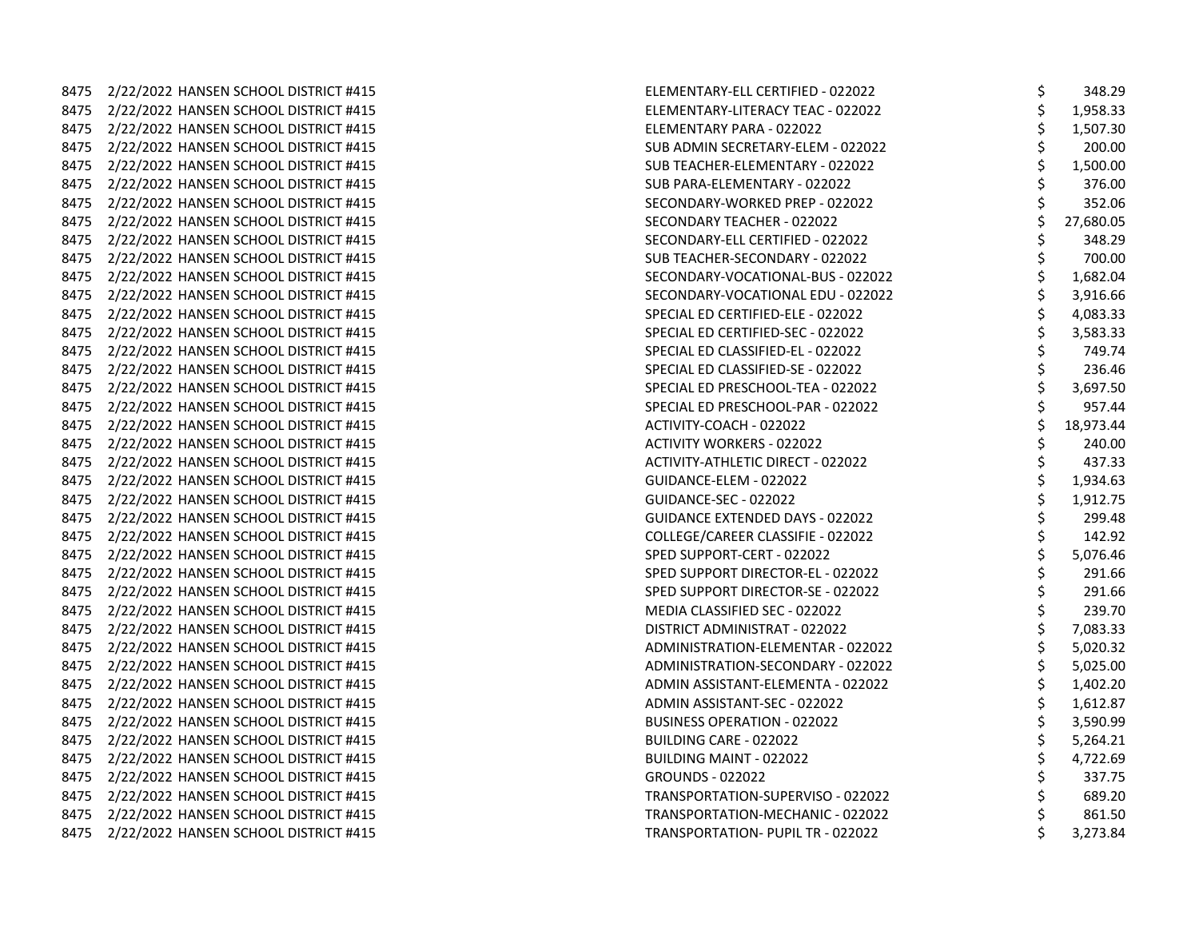| | | | | |
|---|---|---|---|---|
| 8475 | 2/22/2022 | HANSEN SCHOOL DISTRICT #415 | ELEMENTARY-ELL CERTIFIED - 022022 | $ 348.29 |
| 8475 | 2/22/2022 | HANSEN SCHOOL DISTRICT #415 | ELEMENTARY-LITERACY TEAC - 022022 | $ 1,958.33 |
| 8475 | 2/22/2022 | HANSEN SCHOOL DISTRICT #415 | ELEMENTARY PARA - 022022 | $ 1,507.30 |
| 8475 | 2/22/2022 | HANSEN SCHOOL DISTRICT #415 | SUB ADMIN SECRETARY-ELEM - 022022 | $ 200.00 |
| 8475 | 2/22/2022 | HANSEN SCHOOL DISTRICT #415 | SUB TEACHER-ELEMENTARY - 022022 | $ 1,500.00 |
| 8475 | 2/22/2022 | HANSEN SCHOOL DISTRICT #415 | SUB PARA-ELEMENTARY - 022022 | $ 376.00 |
| 8475 | 2/22/2022 | HANSEN SCHOOL DISTRICT #415 | SECONDARY-WORKED PREP - 022022 | $ 352.06 |
| 8475 | 2/22/2022 | HANSEN SCHOOL DISTRICT #415 | SECONDARY TEACHER - 022022 | $ 27,680.05 |
| 8475 | 2/22/2022 | HANSEN SCHOOL DISTRICT #415 | SECONDARY-ELL CERTIFIED - 022022 | $ 348.29 |
| 8475 | 2/22/2022 | HANSEN SCHOOL DISTRICT #415 | SUB TEACHER-SECONDARY - 022022 | $ 700.00 |
| 8475 | 2/22/2022 | HANSEN SCHOOL DISTRICT #415 | SECONDARY-VOCATIONAL-BUS - 022022 | $ 1,682.04 |
| 8475 | 2/22/2022 | HANSEN SCHOOL DISTRICT #415 | SECONDARY-VOCATIONAL EDU - 022022 | $ 3,916.66 |
| 8475 | 2/22/2022 | HANSEN SCHOOL DISTRICT #415 | SPECIAL ED CERTIFIED-ELE - 022022 | $ 4,083.33 |
| 8475 | 2/22/2022 | HANSEN SCHOOL DISTRICT #415 | SPECIAL ED CERTIFIED-SEC - 022022 | $ 3,583.33 |
| 8475 | 2/22/2022 | HANSEN SCHOOL DISTRICT #415 | SPECIAL ED CLASSIFIED-EL - 022022 | $ 749.74 |
| 8475 | 2/22/2022 | HANSEN SCHOOL DISTRICT #415 | SPECIAL ED CLASSIFIED-SE - 022022 | $ 236.46 |
| 8475 | 2/22/2022 | HANSEN SCHOOL DISTRICT #415 | SPECIAL ED PRESCHOOL-TEA - 022022 | $ 3,697.50 |
| 8475 | 2/22/2022 | HANSEN SCHOOL DISTRICT #415 | SPECIAL ED PRESCHOOL-PAR - 022022 | $ 957.44 |
| 8475 | 2/22/2022 | HANSEN SCHOOL DISTRICT #415 | ACTIVITY-COACH - 022022 | $ 18,973.44 |
| 8475 | 2/22/2022 | HANSEN SCHOOL DISTRICT #415 | ACTIVITY WORKERS - 022022 | $ 240.00 |
| 8475 | 2/22/2022 | HANSEN SCHOOL DISTRICT #415 | ACTIVITY-ATHLETIC DIRECT - 022022 | $ 437.33 |
| 8475 | 2/22/2022 | HANSEN SCHOOL DISTRICT #415 | GUIDANCE-ELEM - 022022 | $ 1,934.63 |
| 8475 | 2/22/2022 | HANSEN SCHOOL DISTRICT #415 | GUIDANCE-SEC - 022022 | $ 1,912.75 |
| 8475 | 2/22/2022 | HANSEN SCHOOL DISTRICT #415 | GUIDANCE EXTENDED DAYS - 022022 | $ 299.48 |
| 8475 | 2/22/2022 | HANSEN SCHOOL DISTRICT #415 | COLLEGE/CAREER CLASSIFIE - 022022 | $ 142.92 |
| 8475 | 2/22/2022 | HANSEN SCHOOL DISTRICT #415 | SPED SUPPORT-CERT - 022022 | $ 5,076.46 |
| 8475 | 2/22/2022 | HANSEN SCHOOL DISTRICT #415 | SPED SUPPORT DIRECTOR-EL - 022022 | $ 291.66 |
| 8475 | 2/22/2022 | HANSEN SCHOOL DISTRICT #415 | SPED SUPPORT DIRECTOR-SE - 022022 | $ 291.66 |
| 8475 | 2/22/2022 | HANSEN SCHOOL DISTRICT #415 | MEDIA CLASSIFIED SEC - 022022 | $ 239.70 |
| 8475 | 2/22/2022 | HANSEN SCHOOL DISTRICT #415 | DISTRICT ADMINISTRAT - 022022 | $ 7,083.33 |
| 8475 | 2/22/2022 | HANSEN SCHOOL DISTRICT #415 | ADMINISTRATION-ELEMENTAR - 022022 | $ 5,020.32 |
| 8475 | 2/22/2022 | HANSEN SCHOOL DISTRICT #415 | ADMINISTRATION-SECONDARY - 022022 | $ 5,025.00 |
| 8475 | 2/22/2022 | HANSEN SCHOOL DISTRICT #415 | ADMIN ASSISTANT-ELEMENTA - 022022 | $ 1,402.20 |
| 8475 | 2/22/2022 | HANSEN SCHOOL DISTRICT #415 | ADMIN ASSISTANT-SEC - 022022 | $ 1,612.87 |
| 8475 | 2/22/2022 | HANSEN SCHOOL DISTRICT #415 | BUSINESS OPERATION - 022022 | $ 3,590.99 |
| 8475 | 2/22/2022 | HANSEN SCHOOL DISTRICT #415 | BUILDING CARE - 022022 | $ 5,264.21 |
| 8475 | 2/22/2022 | HANSEN SCHOOL DISTRICT #415 | BUILDING MAINT - 022022 | $ 4,722.69 |
| 8475 | 2/22/2022 | HANSEN SCHOOL DISTRICT #415 | GROUNDS - 022022 | $ 337.75 |
| 8475 | 2/22/2022 | HANSEN SCHOOL DISTRICT #415 | TRANSPORTATION-SUPERVISO - 022022 | $ 689.20 |
| 8475 | 2/22/2022 | HANSEN SCHOOL DISTRICT #415 | TRANSPORTATION-MECHANIC - 022022 | $ 861.50 |
| 8475 | 2/22/2022 | HANSEN SCHOOL DISTRICT #415 | TRANSPORTATION- PUPIL TR - 022022 | $ 3,273.84 |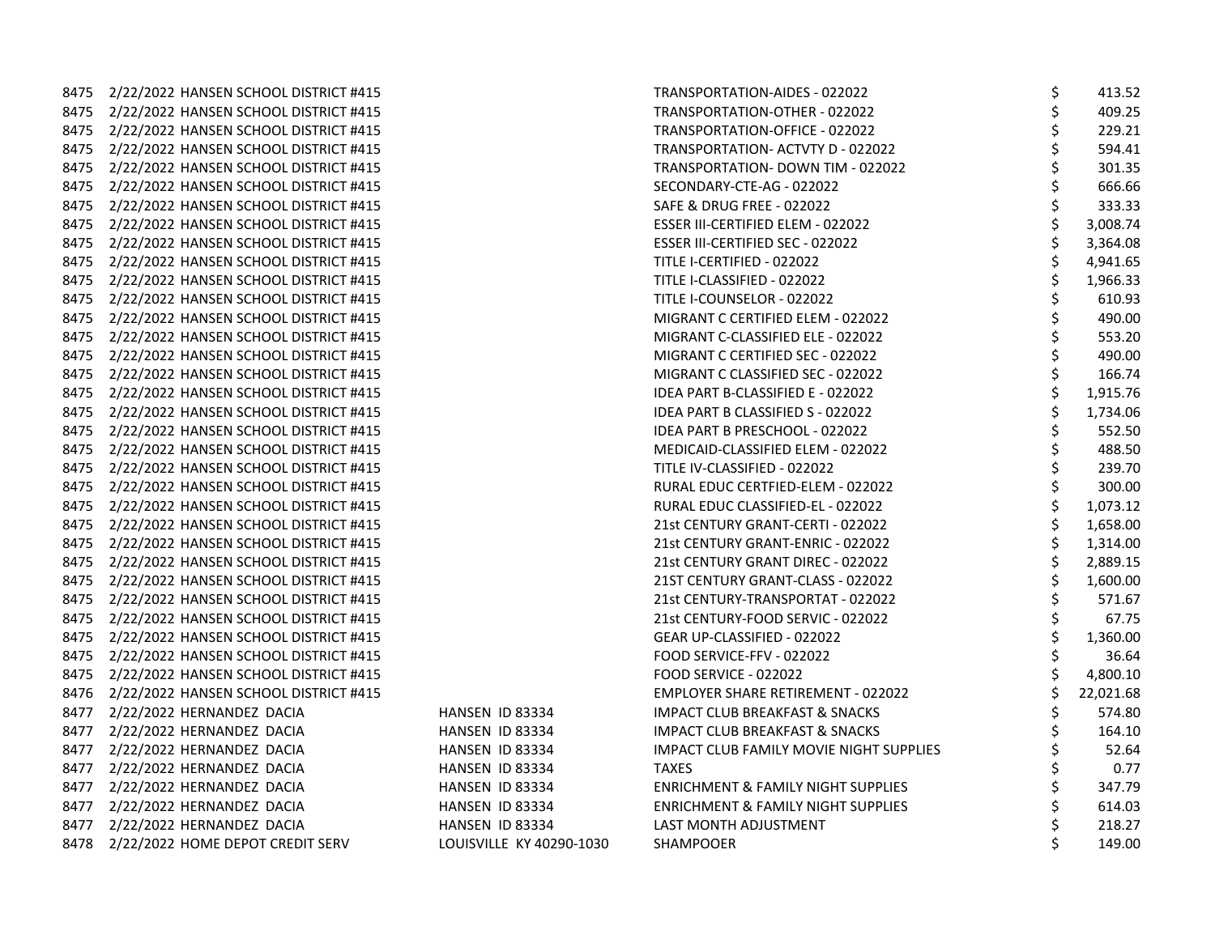| | | | | | |
|---|---|---|---|---|---|
| 8475 | 2/22/2022 | HANSEN SCHOOL DISTRICT #415 | | TRANSPORTATION-AIDES - 022022 | $ 413.52 |
| 8475 | 2/22/2022 | HANSEN SCHOOL DISTRICT #415 | | TRANSPORTATION-OTHER - 022022 | $ 409.25 |
| 8475 | 2/22/2022 | HANSEN SCHOOL DISTRICT #415 | | TRANSPORTATION-OFFICE - 022022 | $ 229.21 |
| 8475 | 2/22/2022 | HANSEN SCHOOL DISTRICT #415 | | TRANSPORTATION- ACTVTY D - 022022 | $ 594.41 |
| 8475 | 2/22/2022 | HANSEN SCHOOL DISTRICT #415 | | TRANSPORTATION- DOWN TIM - 022022 | $ 301.35 |
| 8475 | 2/22/2022 | HANSEN SCHOOL DISTRICT #415 | | SECONDARY-CTE-AG - 022022 | $ 666.66 |
| 8475 | 2/22/2022 | HANSEN SCHOOL DISTRICT #415 | | SAFE & DRUG FREE - 022022 | $ 333.33 |
| 8475 | 2/22/2022 | HANSEN SCHOOL DISTRICT #415 | | ESSER III-CERTIFIED ELEM - 022022 | $ 3,008.74 |
| 8475 | 2/22/2022 | HANSEN SCHOOL DISTRICT #415 | | ESSER III-CERTIFIED SEC - 022022 | $ 3,364.08 |
| 8475 | 2/22/2022 | HANSEN SCHOOL DISTRICT #415 | | TITLE I-CERTIFIED - 022022 | $ 4,941.65 |
| 8475 | 2/22/2022 | HANSEN SCHOOL DISTRICT #415 | | TITLE I-CLASSIFIED - 022022 | $ 1,966.33 |
| 8475 | 2/22/2022 | HANSEN SCHOOL DISTRICT #415 | | TITLE I-COUNSELOR - 022022 | $ 610.93 |
| 8475 | 2/22/2022 | HANSEN SCHOOL DISTRICT #415 | | MIGRANT C CERTIFIED ELEM - 022022 | $ 490.00 |
| 8475 | 2/22/2022 | HANSEN SCHOOL DISTRICT #415 | | MIGRANT C-CLASSIFIED ELE - 022022 | $ 553.20 |
| 8475 | 2/22/2022 | HANSEN SCHOOL DISTRICT #415 | | MIGRANT C CERTIFIED SEC - 022022 | $ 490.00 |
| 8475 | 2/22/2022 | HANSEN SCHOOL DISTRICT #415 | | MIGRANT C CLASSIFIED SEC - 022022 | $ 166.74 |
| 8475 | 2/22/2022 | HANSEN SCHOOL DISTRICT #415 | | IDEA PART B-CLASSIFIED E - 022022 | $ 1,915.76 |
| 8475 | 2/22/2022 | HANSEN SCHOOL DISTRICT #415 | | IDEA PART B CLASSIFIED S - 022022 | $ 1,734.06 |
| 8475 | 2/22/2022 | HANSEN SCHOOL DISTRICT #415 | | IDEA PART B PRESCHOOL - 022022 | $ 552.50 |
| 8475 | 2/22/2022 | HANSEN SCHOOL DISTRICT #415 | | MEDICAID-CLASSIFIED ELEM - 022022 | $ 488.50 |
| 8475 | 2/22/2022 | HANSEN SCHOOL DISTRICT #415 | | TITLE IV-CLASSIFIED - 022022 | $ 239.70 |
| 8475 | 2/22/2022 | HANSEN SCHOOL DISTRICT #415 | | RURAL EDUC CERTFIED-ELEM - 022022 | $ 300.00 |
| 8475 | 2/22/2022 | HANSEN SCHOOL DISTRICT #415 | | RURAL EDUC CLASSIFIED-EL - 022022 | $ 1,073.12 |
| 8475 | 2/22/2022 | HANSEN SCHOOL DISTRICT #415 | | 21st CENTURY GRANT-CERTI - 022022 | $ 1,658.00 |
| 8475 | 2/22/2022 | HANSEN SCHOOL DISTRICT #415 | | 21st CENTURY GRANT-ENRIC - 022022 | $ 1,314.00 |
| 8475 | 2/22/2022 | HANSEN SCHOOL DISTRICT #415 | | 21st CENTURY GRANT DIREC - 022022 | $ 2,889.15 |
| 8475 | 2/22/2022 | HANSEN SCHOOL DISTRICT #415 | | 21ST CENTURY GRANT-CLASS - 022022 | $ 1,600.00 |
| 8475 | 2/22/2022 | HANSEN SCHOOL DISTRICT #415 | | 21st CENTURY-TRANSPORTAT - 022022 | $ 571.67 |
| 8475 | 2/22/2022 | HANSEN SCHOOL DISTRICT #415 | | 21st CENTURY-FOOD SERVIC - 022022 | $ 67.75 |
| 8475 | 2/22/2022 | HANSEN SCHOOL DISTRICT #415 | | GEAR UP-CLASSIFIED - 022022 | $ 1,360.00 |
| 8475 | 2/22/2022 | HANSEN SCHOOL DISTRICT #415 | | FOOD SERVICE-FFV - 022022 | $ 36.64 |
| 8475 | 2/22/2022 | HANSEN SCHOOL DISTRICT #415 | | FOOD SERVICE - 022022 | $ 4,800.10 |
| 8476 | 2/22/2022 | HANSEN SCHOOL DISTRICT #415 | | EMPLOYER SHARE RETIREMENT - 022022 | $ 22,021.68 |
| 8477 | 2/22/2022 | HERNANDEZ DACIA | HANSEN ID 83334 | IMPACT CLUB BREAKFAST & SNACKS | $ 574.80 |
| 8477 | 2/22/2022 | HERNANDEZ DACIA | HANSEN ID 83334 | IMPACT CLUB BREAKFAST & SNACKS | $ 164.10 |
| 8477 | 2/22/2022 | HERNANDEZ DACIA | HANSEN ID 83334 | IMPACT CLUB FAMILY MOVIE NIGHT SUPPLIES | $ 52.64 |
| 8477 | 2/22/2022 | HERNANDEZ DACIA | HANSEN ID 83334 | TAXES | $ 0.77 |
| 8477 | 2/22/2022 | HERNANDEZ DACIA | HANSEN ID 83334 | ENRICHMENT & FAMILY NIGHT SUPPLIES | $ 347.79 |
| 8477 | 2/22/2022 | HERNANDEZ DACIA | HANSEN ID 83334 | ENRICHMENT & FAMILY NIGHT SUPPLIES | $ 614.03 |
| 8477 | 2/22/2022 | HERNANDEZ DACIA | HANSEN ID 83334 | LAST MONTH ADJUSTMENT | $ 218.27 |
| 8478 | 2/22/2022 | HOME DEPOT CREDIT SERV | LOUISVILLE KY 40290-1030 | SHAMPOOER | $ 149.00 |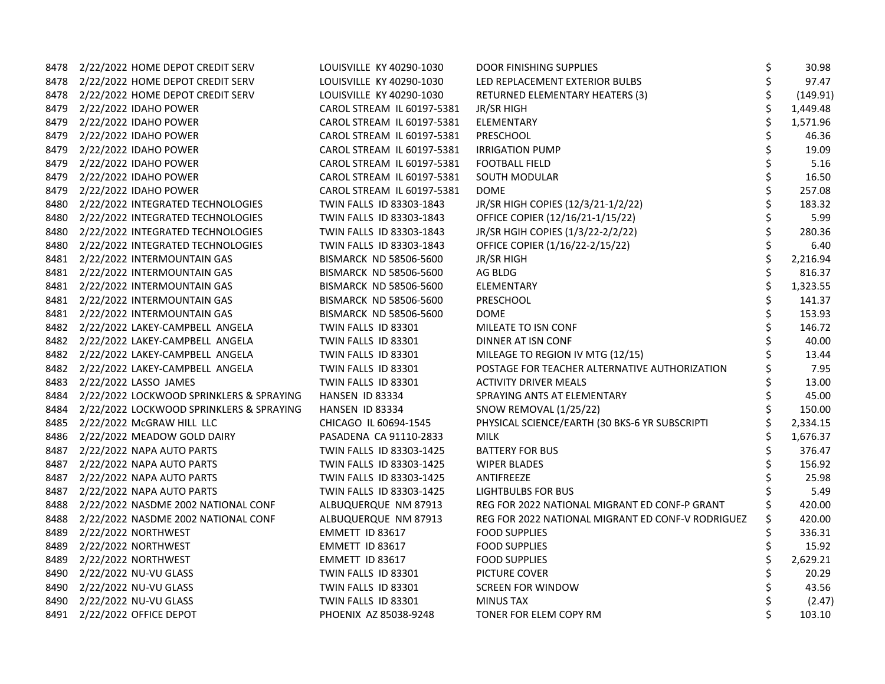| | | | | | |
|---|---|---|---|---|---|
| 8478 | 2/22/2022 HOME DEPOT CREDIT SERV | LOUISVILLE KY 40290-1030 | DOOR FINISHING SUPPLIES | $ | 30.98 |
| 8478 | 2/22/2022 HOME DEPOT CREDIT SERV | LOUISVILLE KY 40290-1030 | LED REPLACEMENT EXTERIOR BULBS | $ | 97.47 |
| 8478 | 2/22/2022 HOME DEPOT CREDIT SERV | LOUISVILLE KY 40290-1030 | RETURNED ELEMENTARY HEATERS (3) | $ | (149.91) |
| 8479 | 2/22/2022 IDAHO POWER | CAROL STREAM IL 60197-5381 | JR/SR HIGH | $ | 1,449.48 |
| 8479 | 2/22/2022 IDAHO POWER | CAROL STREAM IL 60197-5381 | ELEMENTARY | $ | 1,571.96 |
| 8479 | 2/22/2022 IDAHO POWER | CAROL STREAM IL 60197-5381 | PRESCHOOL | $ | 46.36 |
| 8479 | 2/22/2022 IDAHO POWER | CAROL STREAM IL 60197-5381 | IRRIGATION PUMP | $ | 19.09 |
| 8479 | 2/22/2022 IDAHO POWER | CAROL STREAM IL 60197-5381 | FOOTBALL FIELD | $ | 5.16 |
| 8479 | 2/22/2022 IDAHO POWER | CAROL STREAM IL 60197-5381 | SOUTH MODULAR | $ | 16.50 |
| 8479 | 2/22/2022 IDAHO POWER | CAROL STREAM IL 60197-5381 | DOME | $ | 257.08 |
| 8480 | 2/22/2022 INTEGRATED TECHNOLOGIES | TWIN FALLS ID 83303-1843 | JR/SR HIGH COPIES (12/3/21-1/2/22) | $ | 183.32 |
| 8480 | 2/22/2022 INTEGRATED TECHNOLOGIES | TWIN FALLS ID 83303-1843 | OFFICE COPIER (12/16/21-1/15/22) | $ | 5.99 |
| 8480 | 2/22/2022 INTEGRATED TECHNOLOGIES | TWIN FALLS ID 83303-1843 | JR/SR HGIH COPIES (1/3/22-2/2/22) | $ | 280.36 |
| 8480 | 2/22/2022 INTEGRATED TECHNOLOGIES | TWIN FALLS ID 83303-1843 | OFFICE COPIER (1/16/22-2/15/22) | $ | 6.40 |
| 8481 | 2/22/2022 INTERMOUNTAIN GAS | BISMARCK ND 58506-5600 | JR/SR HIGH | $ | 2,216.94 |
| 8481 | 2/22/2022 INTERMOUNTAIN GAS | BISMARCK ND 58506-5600 | AG BLDG | $ | 816.37 |
| 8481 | 2/22/2022 INTERMOUNTAIN GAS | BISMARCK ND 58506-5600 | ELEMENTARY | $ | 1,323.55 |
| 8481 | 2/22/2022 INTERMOUNTAIN GAS | BISMARCK ND 58506-5600 | PRESCHOOL | $ | 141.37 |
| 8481 | 2/22/2022 INTERMOUNTAIN GAS | BISMARCK ND 58506-5600 | DOME | $ | 153.93 |
| 8482 | 2/22/2022 LAKEY-CAMPBELL ANGELA | TWIN FALLS ID 83301 | MILEATE TO ISN CONF | $ | 146.72 |
| 8482 | 2/22/2022 LAKEY-CAMPBELL ANGELA | TWIN FALLS ID 83301 | DINNER AT ISN CONF | $ | 40.00 |
| 8482 | 2/22/2022 LAKEY-CAMPBELL ANGELA | TWIN FALLS ID 83301 | MILEAGE TO REGION IV MTG (12/15) | $ | 13.44 |
| 8482 | 2/22/2022 LAKEY-CAMPBELL ANGELA | TWIN FALLS ID 83301 | POSTAGE FOR TEACHER ALTERNATIVE AUTHORIZATION | $ | 7.95 |
| 8483 | 2/22/2022 LASSO JAMES | TWIN FALLS ID 83301 | ACTIVITY DRIVER MEALS | $ | 13.00 |
| 8484 | 2/22/2022 LOCKWOOD SPRINKLERS & SPRAYING | HANSEN ID 83334 | SPRAYING ANTS AT ELEMENTARY | $ | 45.00 |
| 8484 | 2/22/2022 LOCKWOOD SPRINKLERS & SPRAYING | HANSEN ID 83334 | SNOW REMOVAL (1/25/22) | $ | 150.00 |
| 8485 | 2/22/2022 McGRAW HILL LLC | CHICAGO IL 60694-1545 | PHYSICAL SCIENCE/EARTH (30 BKS-6 YR SUBSCRIPTI | $ | 2,334.15 |
| 8486 | 2/22/2022 MEADOW GOLD DAIRY | PASADENA CA 91110-2833 | MILK | $ | 1,676.37 |
| 8487 | 2/22/2022 NAPA AUTO PARTS | TWIN FALLS ID 83303-1425 | BATTERY FOR BUS | $ | 376.47 |
| 8487 | 2/22/2022 NAPA AUTO PARTS | TWIN FALLS ID 83303-1425 | WIPER BLADES | $ | 156.92 |
| 8487 | 2/22/2022 NAPA AUTO PARTS | TWIN FALLS ID 83303-1425 | ANTIFREEZE | $ | 25.98 |
| 8487 | 2/22/2022 NAPA AUTO PARTS | TWIN FALLS ID 83303-1425 | LIGHTBULBS FOR BUS | $ | 5.49 |
| 8488 | 2/22/2022 NASDME 2002 NATIONAL CONF | ALBUQUERQUE NM 87913 | REG FOR 2022 NATIONAL MIGRANT ED CONF-P GRANT | $ | 420.00 |
| 8488 | 2/22/2022 NASDME 2002 NATIONAL CONF | ALBUQUERQUE NM 87913 | REG FOR 2022 NATIONAL MIGRANT ED CONF-V RODRIGUEZ | $ | 420.00 |
| 8489 | 2/22/2022 NORTHWEST | EMMETT ID 83617 | FOOD SUPPLIES | $ | 336.31 |
| 8489 | 2/22/2022 NORTHWEST | EMMETT ID 83617 | FOOD SUPPLIES | $ | 15.92 |
| 8489 | 2/22/2022 NORTHWEST | EMMETT ID 83617 | FOOD SUPPLIES | $ | 2,629.21 |
| 8490 | 2/22/2022 NU-VU GLASS | TWIN FALLS ID 83301 | PICTURE COVER | $ | 20.29 |
| 8490 | 2/22/2022 NU-VU GLASS | TWIN FALLS ID 83301 | SCREEN FOR WINDOW | $ | 43.56 |
| 8490 | 2/22/2022 NU-VU GLASS | TWIN FALLS ID 83301 | MINUS TAX | $ | (2.47) |
| 8491 | 2/22/2022 OFFICE DEPOT | PHOENIX AZ 85038-9248 | TONER FOR ELEM COPY RM | $ | 103.10 |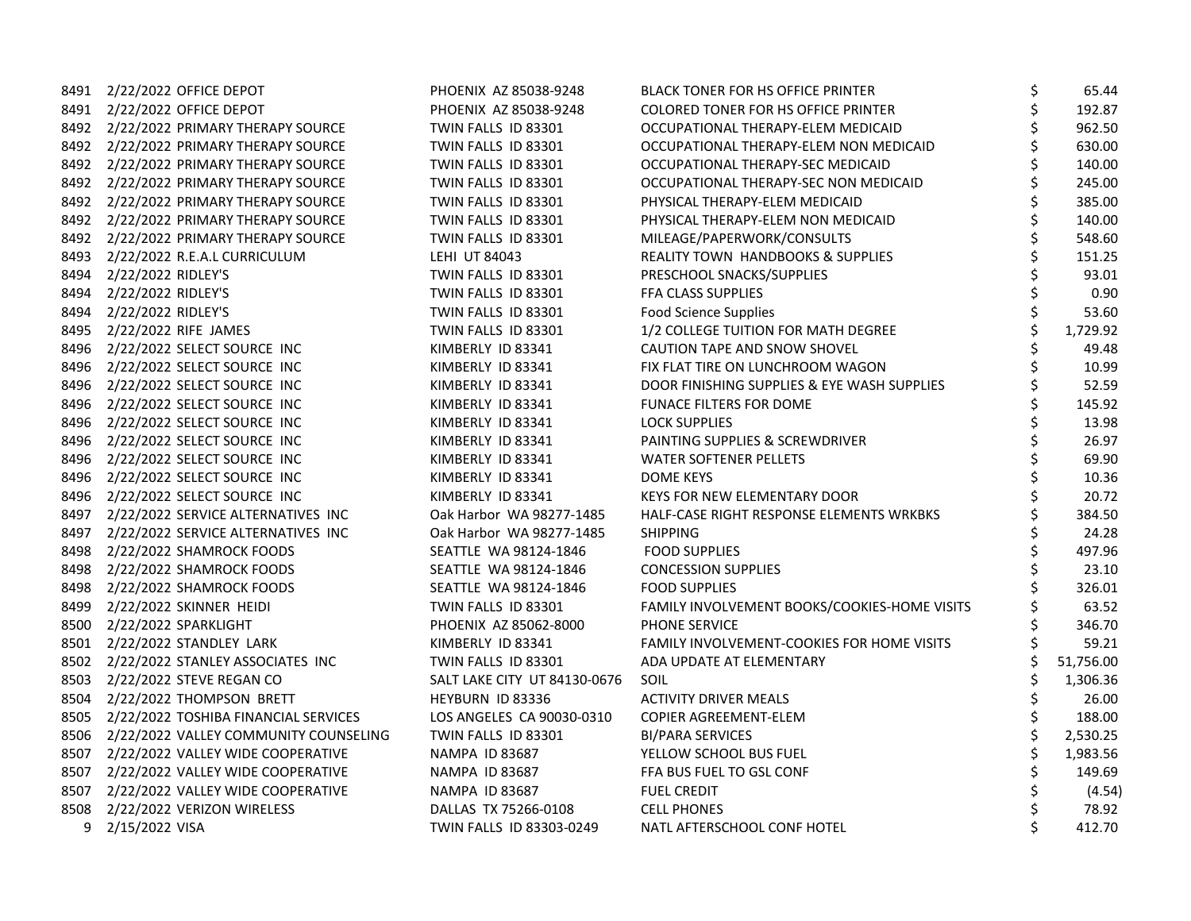| | | | | | |
|---|---|---|---|---|---|
| 8491 | 2/22/2022 OFFICE DEPOT | PHOENIX AZ 85038-9248 | BLACK TONER FOR HS OFFICE PRINTER | $ | 65.44 |
| 8491 | 2/22/2022 OFFICE DEPOT | PHOENIX AZ 85038-9248 | COLORED TONER FOR HS OFFICE PRINTER | $ | 192.87 |
| 8492 | 2/22/2022 PRIMARY THERAPY SOURCE | TWIN FALLS ID 83301 | OCCUPATIONAL THERAPY-ELEM MEDICAID | $ | 962.50 |
| 8492 | 2/22/2022 PRIMARY THERAPY SOURCE | TWIN FALLS ID 83301 | OCCUPATIONAL THERAPY-ELEM NON MEDICAID | $ | 630.00 |
| 8492 | 2/22/2022 PRIMARY THERAPY SOURCE | TWIN FALLS ID 83301 | OCCUPATIONAL THERAPY-SEC MEDICAID | $ | 140.00 |
| 8492 | 2/22/2022 PRIMARY THERAPY SOURCE | TWIN FALLS ID 83301 | OCCUPATIONAL THERAPY-SEC NON MEDICAID | $ | 245.00 |
| 8492 | 2/22/2022 PRIMARY THERAPY SOURCE | TWIN FALLS ID 83301 | PHYSICAL THERAPY-ELEM MEDICAID | $ | 385.00 |
| 8492 | 2/22/2022 PRIMARY THERAPY SOURCE | TWIN FALLS ID 83301 | PHYSICAL THERAPY-ELEM NON MEDICAID | $ | 140.00 |
| 8492 | 2/22/2022 PRIMARY THERAPY SOURCE | TWIN FALLS ID 83301 | MILEAGE/PAPERWORK/CONSULTS | $ | 548.60 |
| 8493 | 2/22/2022 R.E.A.L CURRICULUM | LEHI UT 84043 | REALITY TOWN HANDBOOKS & SUPPLIES | $ | 151.25 |
| 8494 | 2/22/2022 RIDLEY'S | TWIN FALLS ID 83301 | PRESCHOOL SNACKS/SUPPLIES | $ | 93.01 |
| 8494 | 2/22/2022 RIDLEY'S | TWIN FALLS ID 83301 | FFA CLASS SUPPLIES | $ | 0.90 |
| 8494 | 2/22/2022 RIDLEY'S | TWIN FALLS ID 83301 | Food Science Supplies | $ | 53.60 |
| 8495 | 2/22/2022 RIFE JAMES | TWIN FALLS ID 83301 | 1/2 COLLEGE TUITION FOR MATH DEGREE | $ | 1,729.92 |
| 8496 | 2/22/2022 SELECT SOURCE INC | KIMBERLY ID 83341 | CAUTION TAPE AND SNOW SHOVEL | $ | 49.48 |
| 8496 | 2/22/2022 SELECT SOURCE INC | KIMBERLY ID 83341 | FIX FLAT TIRE ON LUNCHROOM WAGON | $ | 10.99 |
| 8496 | 2/22/2022 SELECT SOURCE INC | KIMBERLY ID 83341 | DOOR FINISHING SUPPLIES & EYE WASH SUPPLIES | $ | 52.59 |
| 8496 | 2/22/2022 SELECT SOURCE INC | KIMBERLY ID 83341 | FUNACE FILTERS FOR DOME | $ | 145.92 |
| 8496 | 2/22/2022 SELECT SOURCE INC | KIMBERLY ID 83341 | LOCK SUPPLIES | $ | 13.98 |
| 8496 | 2/22/2022 SELECT SOURCE INC | KIMBERLY ID 83341 | PAINTING SUPPLIES & SCREWDRIVER | $ | 26.97 |
| 8496 | 2/22/2022 SELECT SOURCE INC | KIMBERLY ID 83341 | WATER SOFTENER PELLETS | $ | 69.90 |
| 8496 | 2/22/2022 SELECT SOURCE INC | KIMBERLY ID 83341 | DOME KEYS | $ | 10.36 |
| 8496 | 2/22/2022 SELECT SOURCE INC | KIMBERLY ID 83341 | KEYS FOR NEW ELEMENTARY DOOR | $ | 20.72 |
| 8497 | 2/22/2022 SERVICE ALTERNATIVES INC | Oak Harbor WA 98277-1485 | HALF-CASE RIGHT RESPONSE ELEMENTS WRKBKS | $ | 384.50 |
| 8497 | 2/22/2022 SERVICE ALTERNATIVES INC | Oak Harbor WA 98277-1485 | SHIPPING | $ | 24.28 |
| 8498 | 2/22/2022 SHAMROCK FOODS | SEATTLE WA 98124-1846 | FOOD SUPPLIES | $ | 497.96 |
| 8498 | 2/22/2022 SHAMROCK FOODS | SEATTLE WA 98124-1846 | CONCESSION SUPPLIES | $ | 23.10 |
| 8498 | 2/22/2022 SHAMROCK FOODS | SEATTLE WA 98124-1846 | FOOD SUPPLIES | $ | 326.01 |
| 8499 | 2/22/2022 SKINNER HEIDI | TWIN FALLS ID 83301 | FAMILY INVOLVEMENT BOOKS/COOKIES-HOME VISITS | $ | 63.52 |
| 8500 | 2/22/2022 SPARKLIGHT | PHOENIX AZ 85062-8000 | PHONE SERVICE | $ | 346.70 |
| 8501 | 2/22/2022 STANDLEY LARK | KIMBERLY ID 83341 | FAMILY INVOLVEMENT-COOKIES FOR HOME VISITS | $ | 59.21 |
| 8502 | 2/22/2022 STANLEY ASSOCIATES INC | TWIN FALLS ID 83301 | ADA UPDATE AT ELEMENTARY | $ | 51,756.00 |
| 8503 | 2/22/2022 STEVE REGAN CO | SALT LAKE CITY UT 84130-0676 | SOIL | $ | 1,306.36 |
| 8504 | 2/22/2022 THOMPSON BRETT | HEYBURN ID 83336 | ACTIVITY DRIVER MEALS | $ | 26.00 |
| 8505 | 2/22/2022 TOSHIBA FINANCIAL SERVICES | LOS ANGELES CA 90030-0310 | COPIER AGREEMENT-ELEM | $ | 188.00 |
| 8506 | 2/22/2022 VALLEY COMMUNITY COUNSELING | TWIN FALLS ID 83301 | BI/PARA SERVICES | $ | 2,530.25 |
| 8507 | 2/22/2022 VALLEY WIDE COOPERATIVE | NAMPA ID 83687 | YELLOW SCHOOL BUS FUEL | $ | 1,983.56 |
| 8507 | 2/22/2022 VALLEY WIDE COOPERATIVE | NAMPA ID 83687 | FFA BUS FUEL TO GSL CONF | $ | 149.69 |
| 8507 | 2/22/2022 VALLEY WIDE COOPERATIVE | NAMPA ID 83687 | FUEL CREDIT | $ | (4.54) |
| 8508 | 2/22/2022 VERIZON WIRELESS | DALLAS TX 75266-0108 | CELL PHONES | $ | 78.92 |
| 9 | 2/15/2022 VISA | TWIN FALLS ID 83303-0249 | NATL AFTERSCHOOL CONF HOTEL | $ | 412.70 |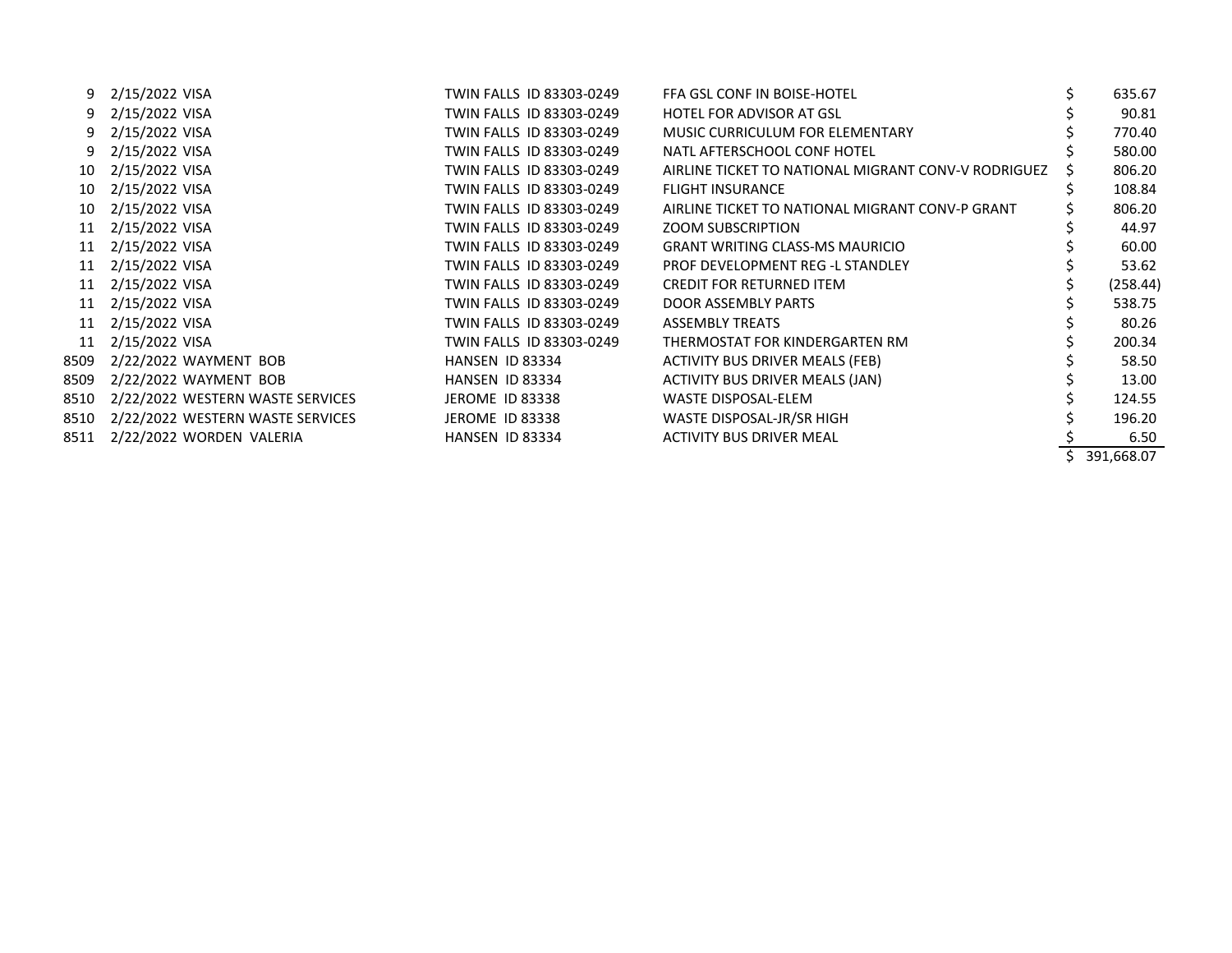| | | | | | |
|---|---|---|---|---|---|
| 9 | 2/15/2022 | VISA | TWIN FALLS ID 83303-0249 | FFA GSL CONF IN BOISE-HOTEL | $ 635.67 |
| 9 | 2/15/2022 | VISA | TWIN FALLS ID 83303-0249 | HOTEL FOR ADVISOR AT GSL | $ 90.81 |
| 9 | 2/15/2022 | VISA | TWIN FALLS ID 83303-0249 | MUSIC CURRICULUM FOR ELEMENTARY | $ 770.40 |
| 9 | 2/15/2022 | VISA | TWIN FALLS ID 83303-0249 | NATL AFTERSCHOOL CONF HOTEL | $ 580.00 |
| 10 | 2/15/2022 | VISA | TWIN FALLS ID 83303-0249 | AIRLINE TICKET TO NATIONAL MIGRANT CONV-V RODRIGUEZ | $ 806.20 |
| 10 | 2/15/2022 | VISA | TWIN FALLS ID 83303-0249 | FLIGHT INSURANCE | $ 108.84 |
| 10 | 2/15/2022 | VISA | TWIN FALLS ID 83303-0249 | AIRLINE TICKET TO NATIONAL MIGRANT CONV-P GRANT | $ 806.20 |
| 11 | 2/15/2022 | VISA | TWIN FALLS ID 83303-0249 | ZOOM SUBSCRIPTION | $ 44.97 |
| 11 | 2/15/2022 | VISA | TWIN FALLS ID 83303-0249 | GRANT WRITING CLASS-MS MAURICIO | $ 60.00 |
| 11 | 2/15/2022 | VISA | TWIN FALLS ID 83303-0249 | PROF DEVELOPMENT REG -L STANDLEY | $ 53.62 |
| 11 | 2/15/2022 | VISA | TWIN FALLS ID 83303-0249 | CREDIT FOR RETURNED ITEM | $ (258.44) |
| 11 | 2/15/2022 | VISA | TWIN FALLS ID 83303-0249 | DOOR ASSEMBLY PARTS | $ 538.75 |
| 11 | 2/15/2022 | VISA | TWIN FALLS ID 83303-0249 | ASSEMBLY TREATS | $ 80.26 |
| 11 | 2/15/2022 | VISA | TWIN FALLS ID 83303-0249 | THERMOSTAT FOR KINDERGARTEN RM | $ 200.34 |
| 8509 | 2/22/2022 | WAYMENT BOB | HANSEN ID 83334 | ACTIVITY BUS DRIVER MEALS (FEB) | $ 58.50 |
| 8509 | 2/22/2022 | WAYMENT BOB | HANSEN ID 83334 | ACTIVITY BUS DRIVER MEALS (JAN) | $ 13.00 |
| 8510 | 2/22/2022 | WESTERN WASTE SERVICES | JEROME ID 83338 | WASTE DISPOSAL-ELEM | $ 124.55 |
| 8510 | 2/22/2022 | WESTERN WASTE SERVICES | JEROME ID 83338 | WASTE DISPOSAL-JR/SR HIGH | $ 196.20 |
| 8511 | 2/22/2022 | WORDEN VALERIA | HANSEN ID 83334 | ACTIVITY BUS DRIVER MEAL | $ 6.50 |
| | | | | | $ 391,668.07 |